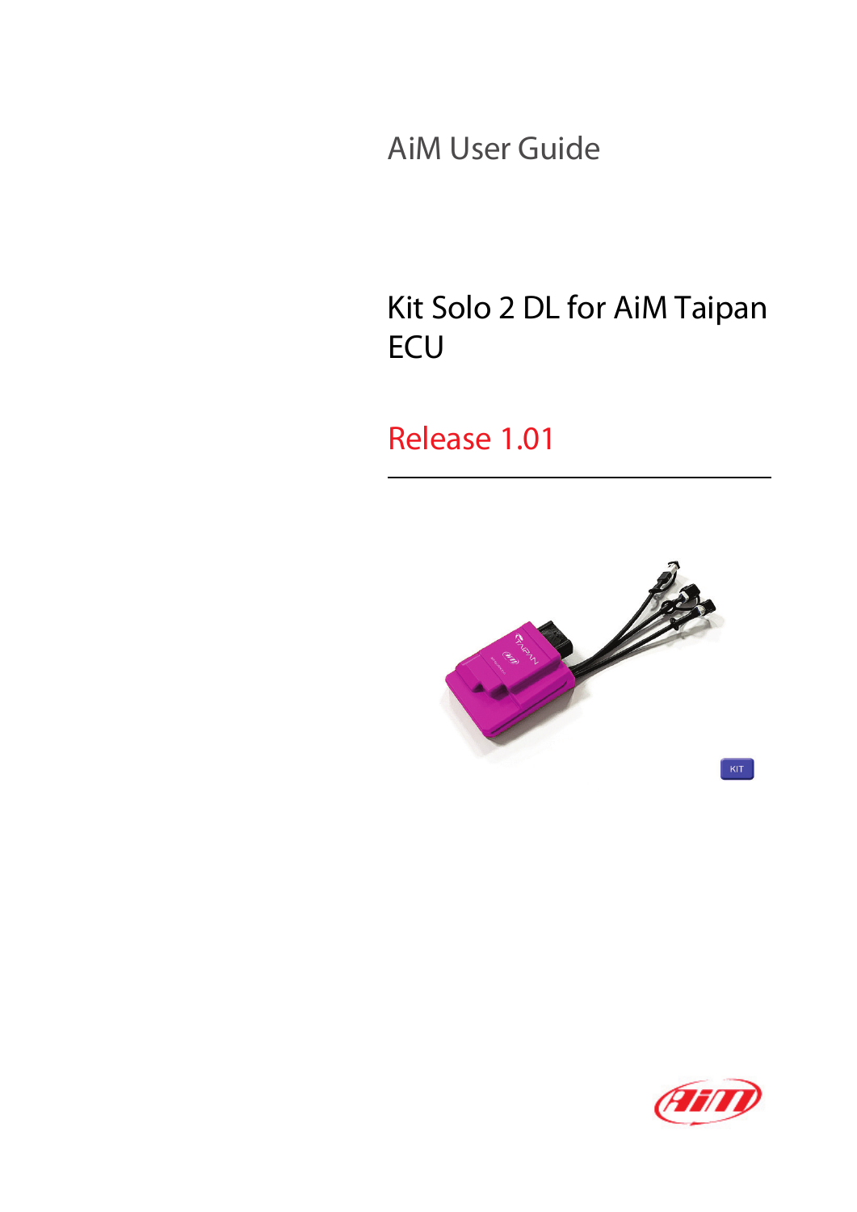AiM User Guide

# Kit Solo 2 DL for AiM Taipan ECU

Release 1.01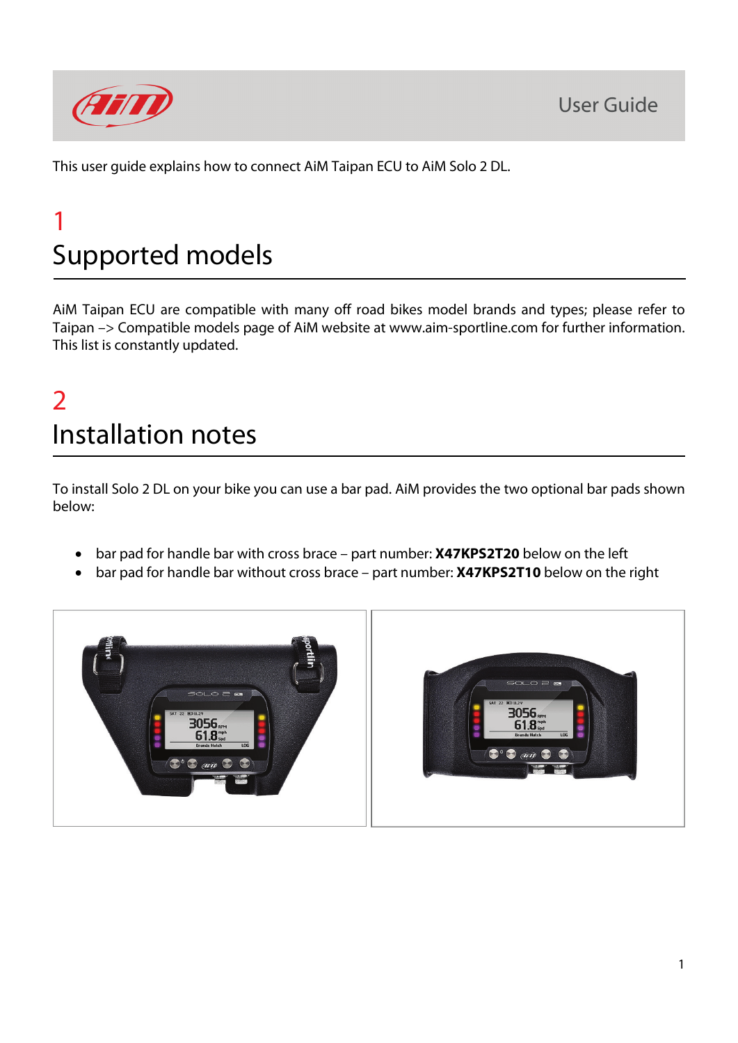This user guide explains how to connect AiM Taipan ECU to AiM Solo 2 DL.

# 1 Supported models

AiM Taipan ECU are compatible with many off road bikes model brands and types; please refer to Taipan –> Compatible models page of AiM website at www.aim-sportline.com for further information. This list is constantly updated.

# 2 Installation notes

To install Solo 2 DL on your bike you can use a bar pad. AiM provides the two optional bar pads shown below:

- bar pad for handle bar with cross brace – part number: **X47KPS2T20** below on the left
- bar pad for handle bar without cross brace – part number: **X47KPS2T10** below on the right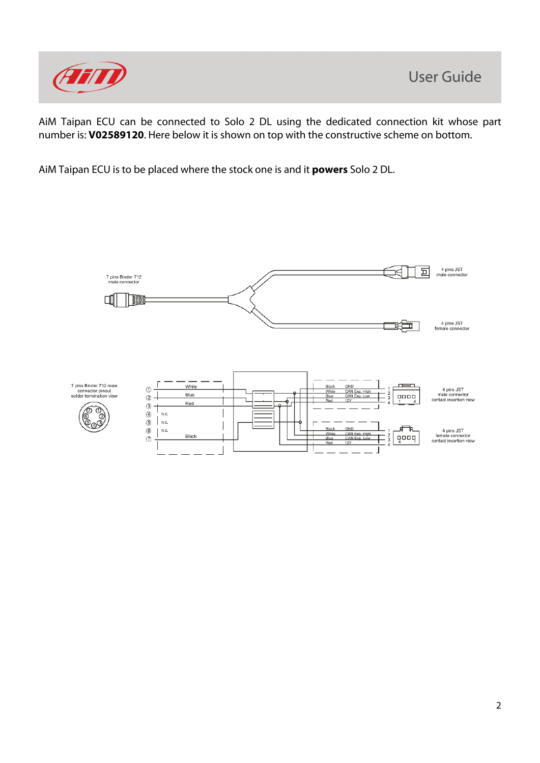AiM Taipan ECU can be connected to Solo 2 DL using the dedicated connection kit whose part number is: **V02589120**. Here below it is shown on top with the constructive scheme on bottom.

AiM Taipan ECU is to be placed where the stock one is and it **powers** Solo 2 DL.

7 pins Binder 712 male connector

4 pins JST male connector

4 pins JST female connector

7 pins Binder 712 male connector pinout solder termination view

| Pin | Wire |
|---|---|
| 1 | White |
| 2 | Blue |
| 3 | Red |
| 4 | n.c. |
| 5 | n.c. |
| 6 | n.c. |
| 7 | Black |

4 pins JST male connector contact insertion view

| Pin | Wire | Signal |
|---|---|---|
| 1 | Black | GND |
| 2 | White | CAN Exp. High |
| 3 | Blue | CAN Exp. Low |
| 4 | Red | 12V |

4 pins JST female connector contact insertion view

| Pin | Wire | Signal |
|---|---|---|
| 1 | Black | GND |
| 2 | White | CAN Exp. High |
| 3 | Blue | CAN Exp. Low |
| 4 | Red | 12V |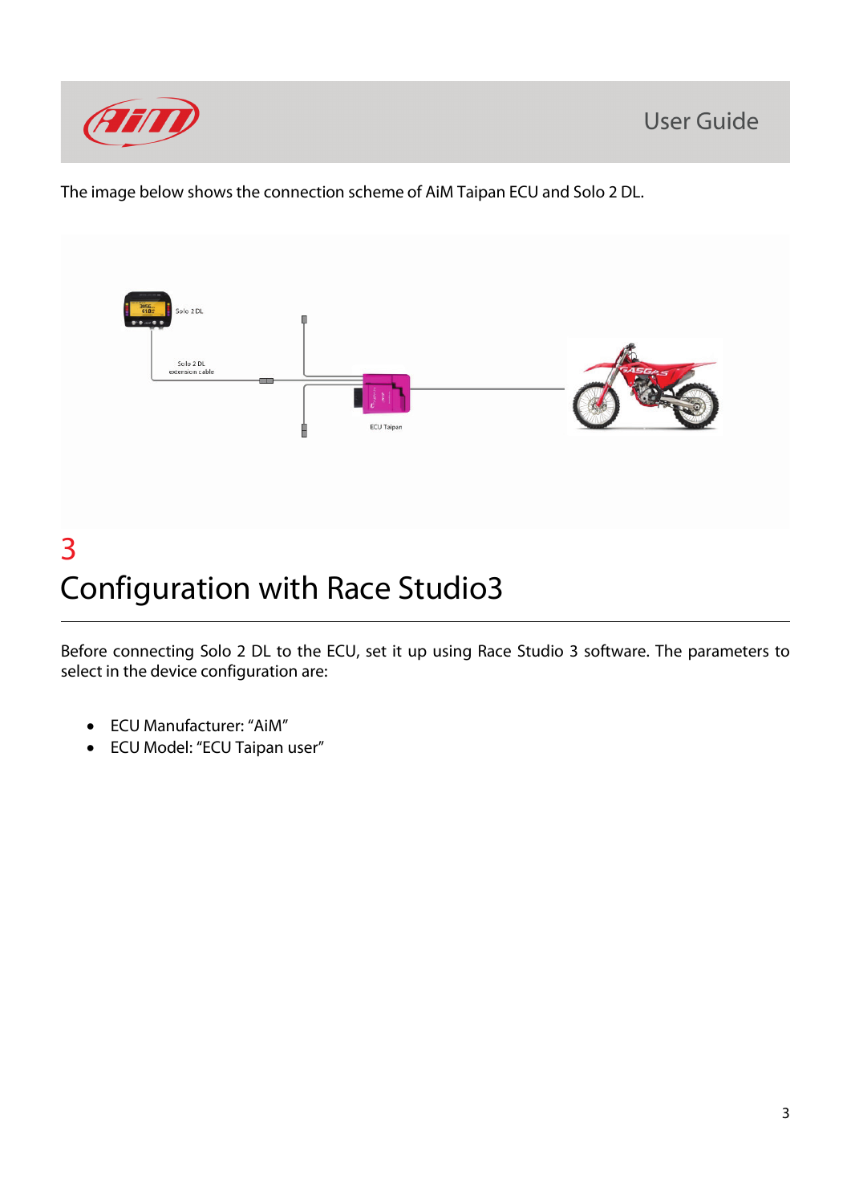The image below shows the connection scheme of AiM Taipan ECU and Solo 2 DL.

# 3
# Configuration with Race Studio3

Before connecting Solo 2 DL to the ECU, set it up using Race Studio 3 software. The parameters to select in the device configuration are:

- ECU Manufacturer: "AiM"
- ECU Model: "ECU Taipan user"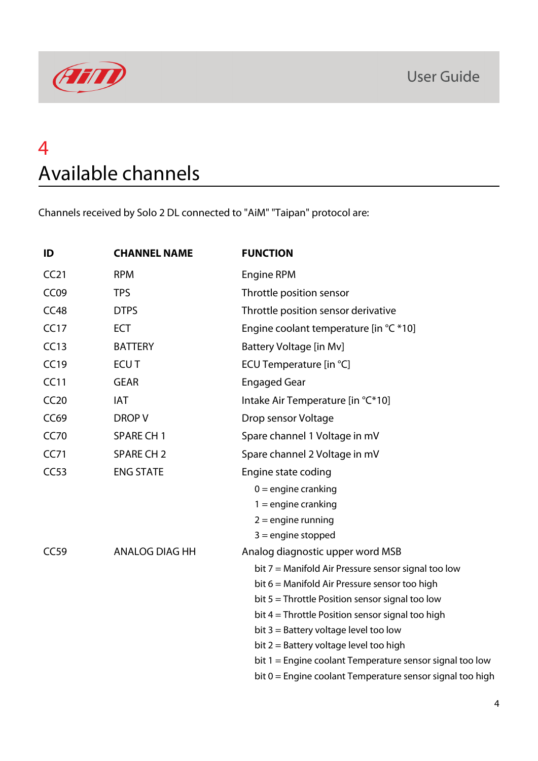# 4 Available channels

Channels received by Solo 2 DL connected to "AiM" "Taipan" protocol are:

| ID | CHANNEL NAME | FUNCTION |
|---|---|---|
| CC21 | RPM | Engine RPM |
| CC09 | TPS | Throttle position sensor |
| CC48 | DTPS | Throttle position sensor derivative |
| CC17 | ECT | Engine coolant temperature [in °C *10] |
| CC13 | BATTERY | Battery Voltage [in Mv] |
| CC19 | ECU T | ECU Temperature [in °C] |
| CC11 | GEAR | Engaged Gear |
| CC20 | IAT | Intake Air Temperature [in °C*10] |
| CC69 | DROP V | Drop sensor Voltage |
| CC70 | SPARE CH 1 | Spare channel 1 Voltage in mV |
| CC71 | SPARE CH 2 | Spare channel 2 Voltage in mV |
| CC53 | ENG STATE | Engine state coding<br>0 = engine cranking<br>1 = engine cranking<br>2 = engine running<br>3 = engine stopped |
| CC59 | ANALOG DIAG HH | Analog diagnostic upper word MSB<br>bit 7 = Manifold Air Pressure sensor signal too low<br>bit 6 = Manifold Air Pressure sensor too high<br>bit 5 = Throttle Position sensor signal too low<br>bit 4 = Throttle Position sensor signal too high<br>bit 3 = Battery voltage level too low<br>bit 2 = Battery voltage level too high<br>bit 1 = Engine coolant Temperature sensor signal too low<br>bit 0 = Engine coolant Temperature sensor signal too high |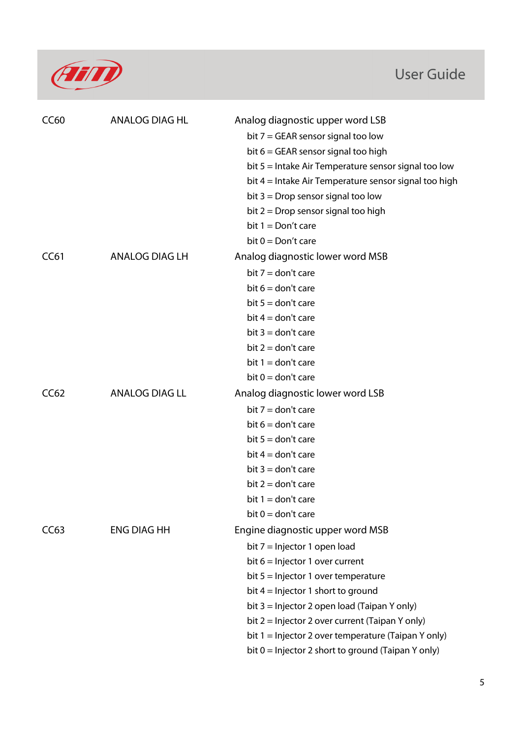| | | |
|---|---|---|
| CC60 | ANALOG DIAG HL | Analog diagnostic upper word LSB<br>bit 7 = GEAR sensor signal too low<br>bit 6 = GEAR sensor signal too high<br>bit 5 = Intake Air Temperature sensor signal too low<br>bit 4 = Intake Air Temperature sensor signal too high<br>bit 3 = Drop sensor signal too low<br>bit 2 = Drop sensor signal too high<br>bit 1 = Don't care<br>bit 0 = Don't care |
| CC61 | ANALOG DIAG LH | Analog diagnostic lower word MSB<br>bit 7 = don't care<br>bit 6 = don't care<br>bit 5 = don't care<br>bit 4 = don't care<br>bit 3 = don't care<br>bit 2 = don't care<br>bit 1 = don't care<br>bit 0 = don't care |
| CC62 | ANALOG DIAG LL | Analog diagnostic lower word LSB<br>bit 7 = don't care<br>bit 6 = don't care<br>bit 5 = don't care<br>bit 4 = don't care<br>bit 3 = don't care<br>bit 2 = don't care<br>bit 1 = don't care<br>bit 0 = don't care |
| CC63 | ENG DIAG HH | Engine diagnostic upper word MSB<br>bit 7 = Injector 1 open load<br>bit 6 = Injector 1 over current<br>bit 5 = Injector 1 over temperature<br>bit 4 = Injector 1 short to ground<br>bit 3 = Injector 2 open load (Taipan Y only)<br>bit 2 = Injector 2 over current (Taipan Y only)<br>bit 1 = Injector 2 over temperature (Taipan Y only)<br>bit 0 = Injector 2 short to ground (Taipan Y only) |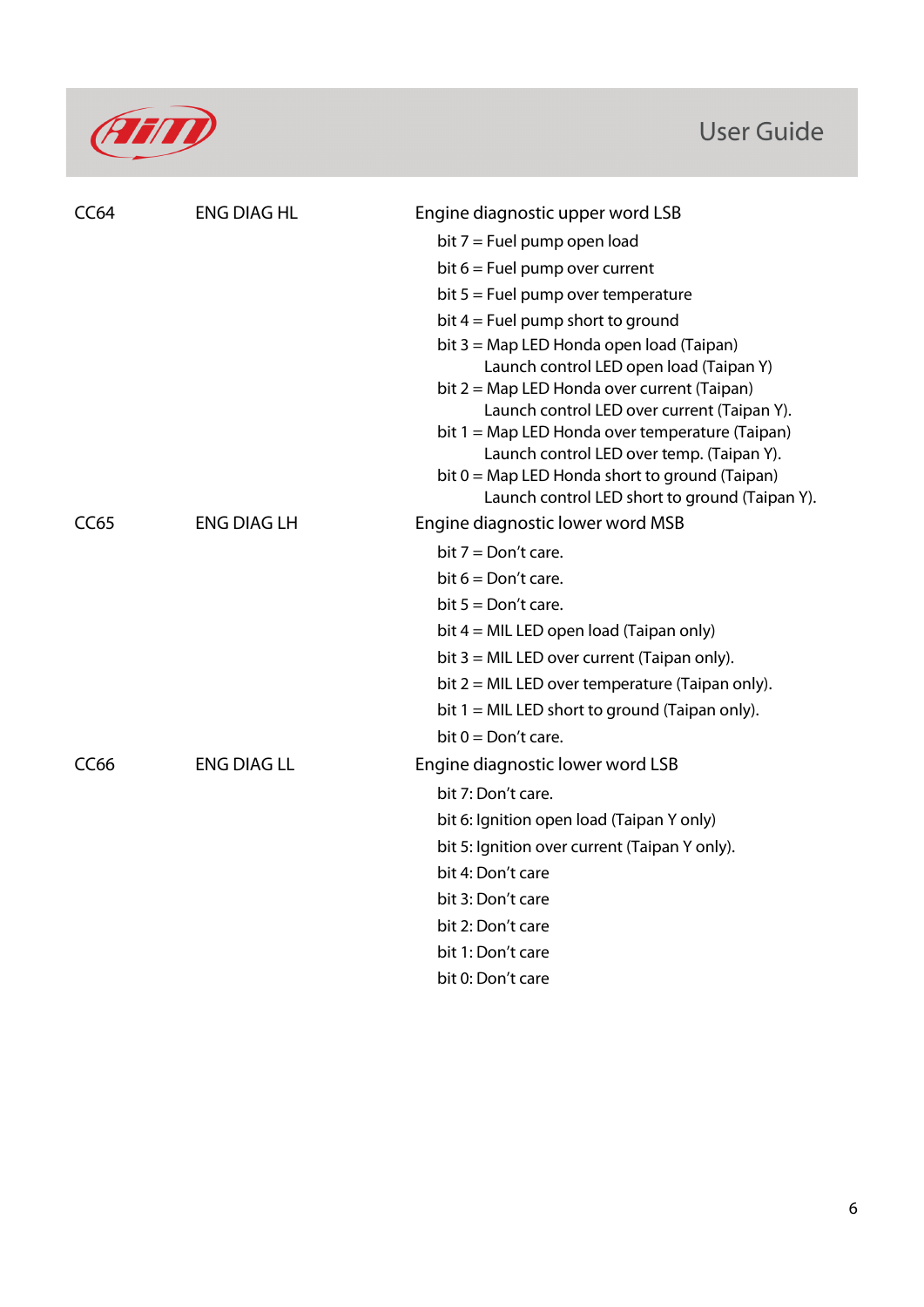| | | |
|---|---|---|
| CC64 | ENG DIAG HL | Engine diagnostic upper word LSB<br>bit 7 = Fuel pump open load<br>bit 6 = Fuel pump over current<br>bit 5 = Fuel pump over temperature<br>bit 4 = Fuel pump short to ground<br>bit 3 = Map LED Honda open load (Taipan)<br>Launch control LED open load (Taipan Y)<br>bit 2 = Map LED Honda over current (Taipan)<br>Launch control LED over current (Taipan Y).<br>bit 1 = Map LED Honda over temperature (Taipan)<br>Launch control LED over temp. (Taipan Y).<br>bit 0 = Map LED Honda short to ground (Taipan)<br>Launch control LED short to ground (Taipan Y). |
| CC65 | ENG DIAG LH | Engine diagnostic lower word MSB<br>bit 7 = Don't care.<br>bit 6 = Don't care.<br>bit 5 = Don't care.<br>bit 4 = MIL LED open load (Taipan only)<br>bit 3 = MIL LED over current (Taipan only).<br>bit 2 = MIL LED over temperature (Taipan only).<br>bit 1 = MIL LED short to ground (Taipan only).<br>bit 0 = Don't care. |
| CC66 | ENG DIAG LL | Engine diagnostic lower word LSB<br>bit 7: Don't care.<br>bit 6: Ignition open load (Taipan Y only)<br>bit 5: Ignition over current (Taipan Y only).<br>bit 4: Don't care<br>bit 3: Don't care<br>bit 2: Don't care<br>bit 1: Don't care<br>bit 0: Don't care |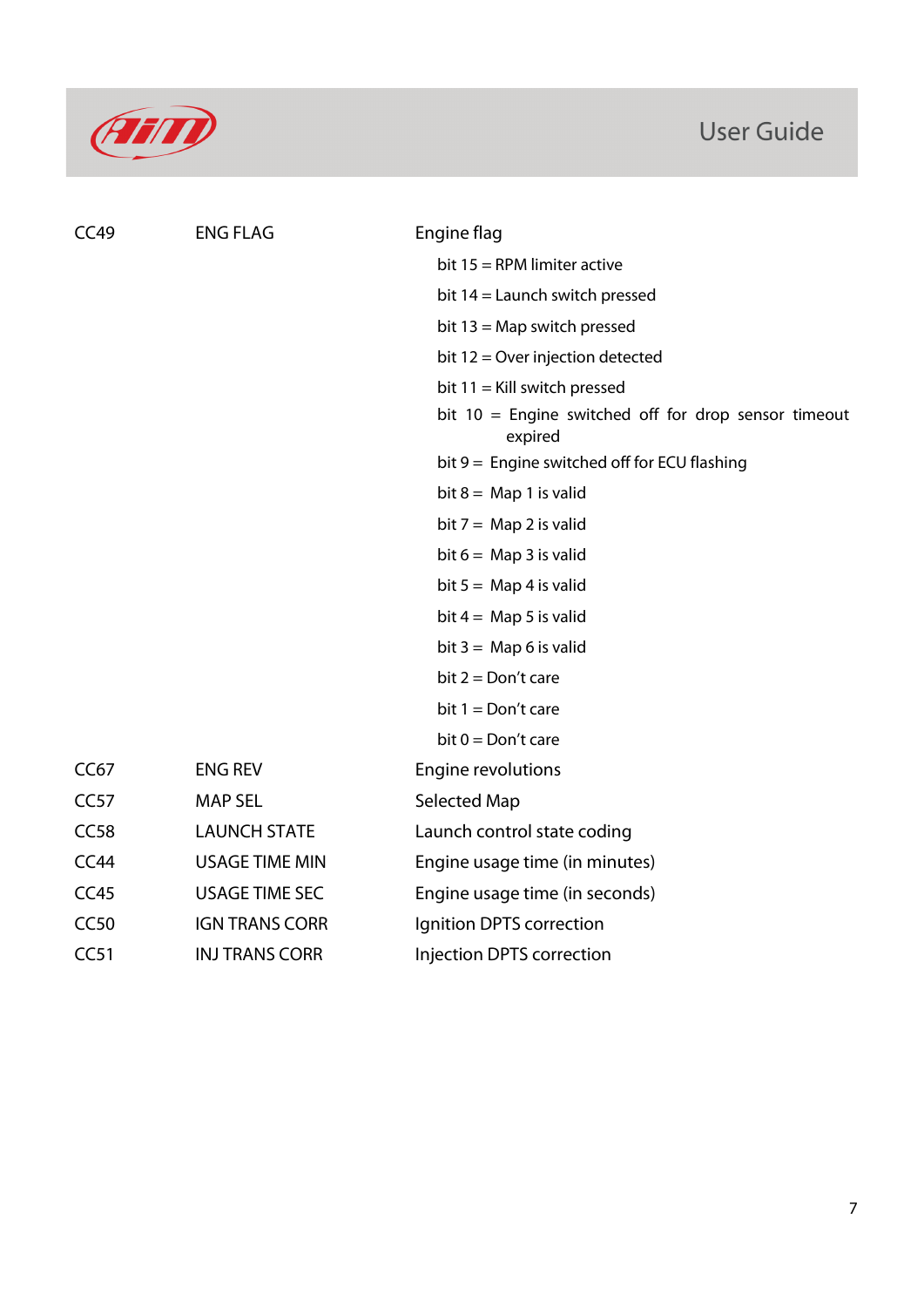| | | |
|---|---|---|
| CC49 | ENG FLAG | Engine flag<br>bit 15 = RPM limiter active<br>bit 14 = Launch switch pressed<br>bit 13 = Map switch pressed<br>bit 12 = Over injection detected<br>bit 11 = Kill switch pressed<br>bit 10 = Engine switched off for drop sensor timeout expired<br>bit 9 = Engine switched off for ECU flashing<br>bit 8 = Map 1 is valid<br>bit 7 = Map 2 is valid<br>bit 6 = Map 3 is valid<br>bit 5 = Map 4 is valid<br>bit 4 = Map 5 is valid<br>bit 3 = Map 6 is valid<br>bit 2 = Don't care<br>bit 1 = Don't care<br>bit 0 = Don't care |
| CC67 | ENG REV | Engine revolutions |
| CC57 | MAP SEL | Selected Map |
| CC58 | LAUNCH STATE | Launch control state coding |
| CC44 | USAGE TIME MIN | Engine usage time (in minutes) |
| CC45 | USAGE TIME SEC | Engine usage time (in seconds) |
| CC50 | IGN TRANS CORR | Ignition DPTS correction |
| CC51 | INJ TRANS CORR | Injection DPTS correction |